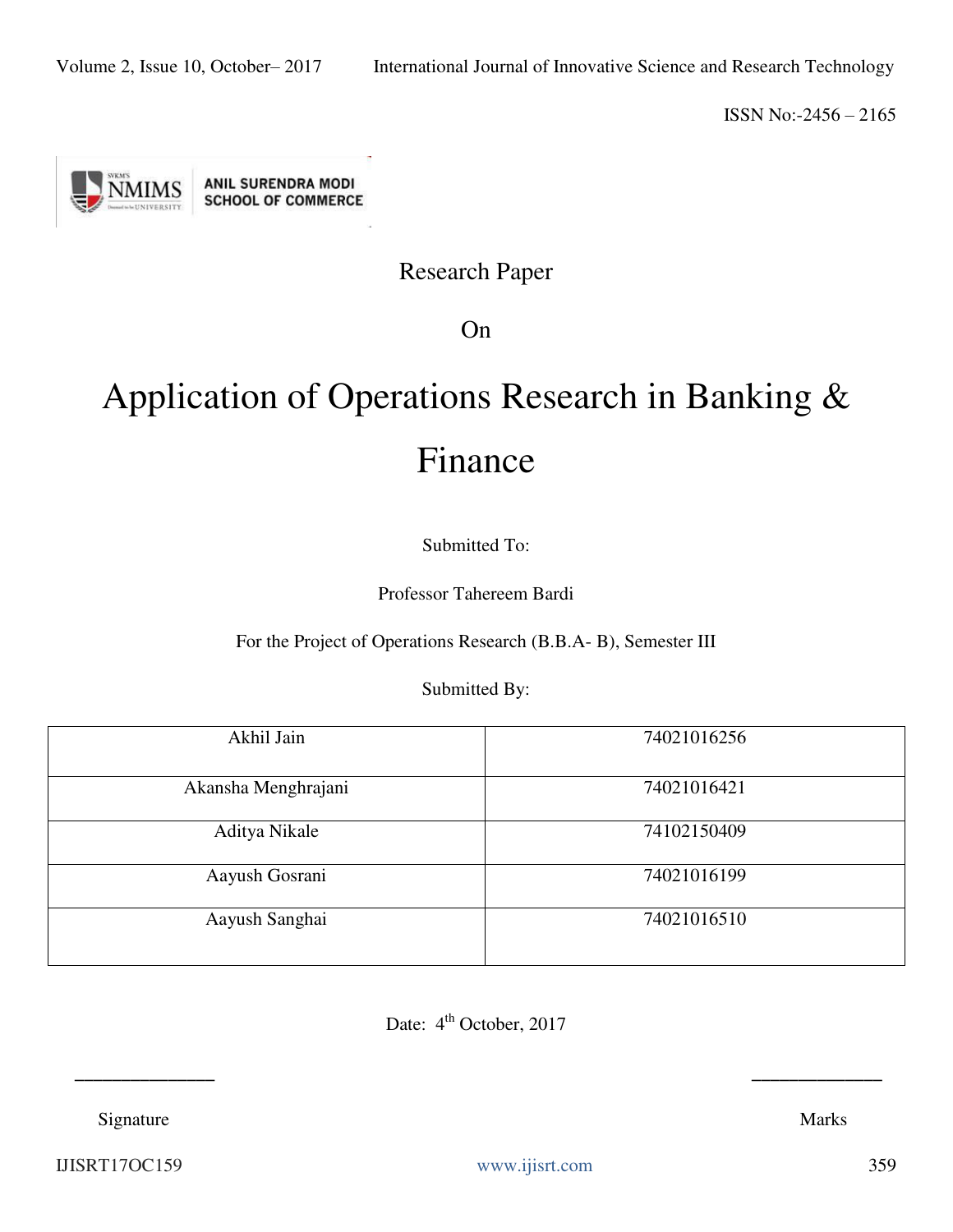Research Paper

On

# Application of Operations Research in Banking & Finance

Submitted To:

Professor Tahereem Bardi

For the Project of Operations Research (B.B.A- B), Semester III

Submitted By:

| Akhil Jain | 74021016256 |
|---|---|
| Akansha Menghrajani | 74021016421 |
| Aditya Nikale | 74102150409 |
| Aayush Gosrani | 74021016199 |
| Aayush Sanghai | 74021016510 |

Date: 4th October, 2017

\_\_\_\_\_\_\_\_\_\_\_\_\_\_\_ \_\_\_\_\_\_\_\_\_\_\_\_\_\_\_

Signature Marks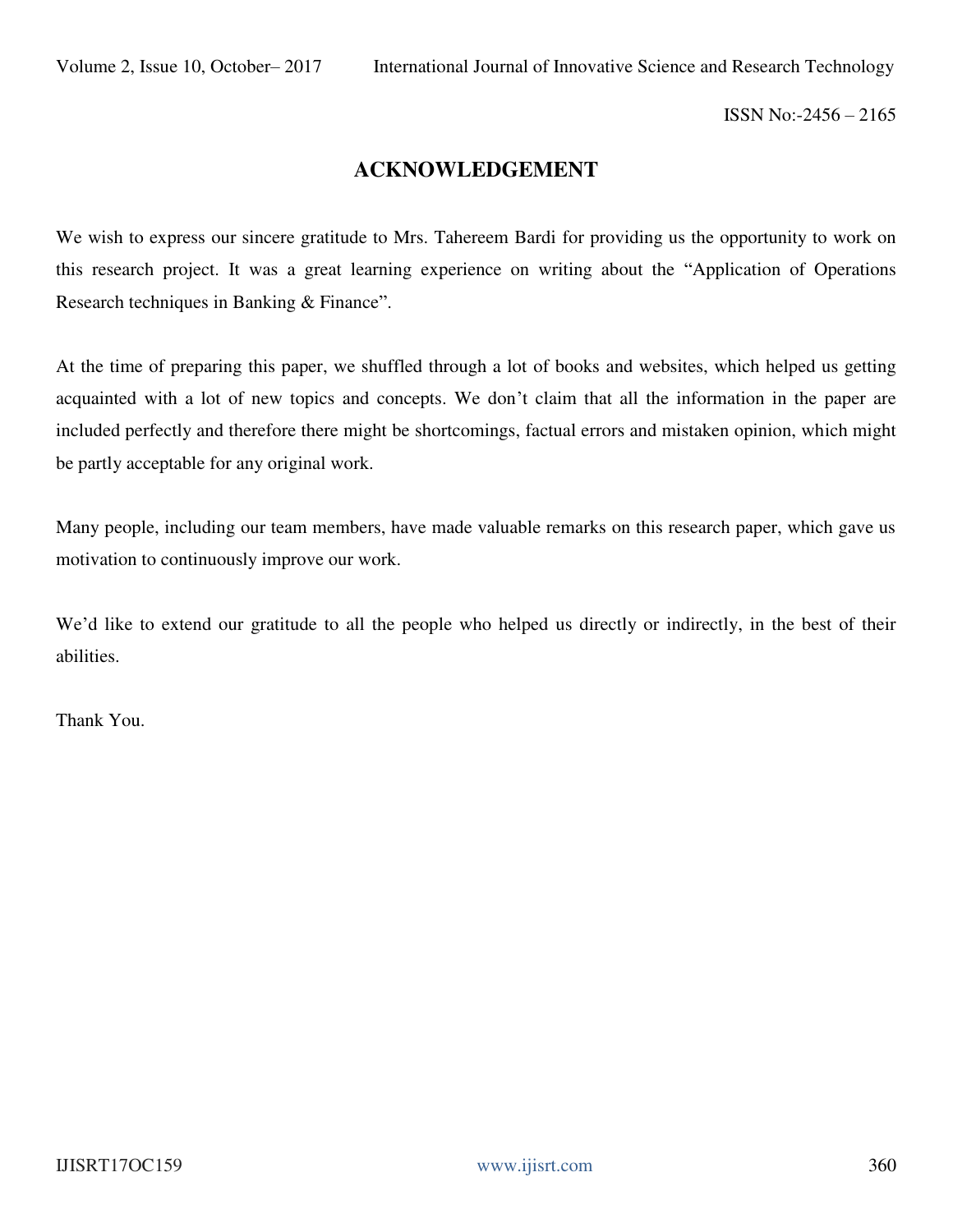## ACKNOWLEDGEMENT

We wish to express our sincere gratitude to Mrs. Tahereem Bardi for providing us the opportunity to work on this research project. It was a great learning experience on writing about the "Application of Operations Research techniques in Banking & Finance".

At the time of preparing this paper, we shuffled through a lot of books and websites, which helped us getting acquainted with a lot of new topics and concepts. We don't claim that all the information in the paper are included perfectly and therefore there might be shortcomings, factual errors and mistaken opinion, which might be partly acceptable for any original work.

Many people, including our team members, have made valuable remarks on this research paper, which gave us motivation to continuously improve our work.

We'd like to extend our gratitude to all the people who helped us directly or indirectly, in the best of their abilities.

Thank You.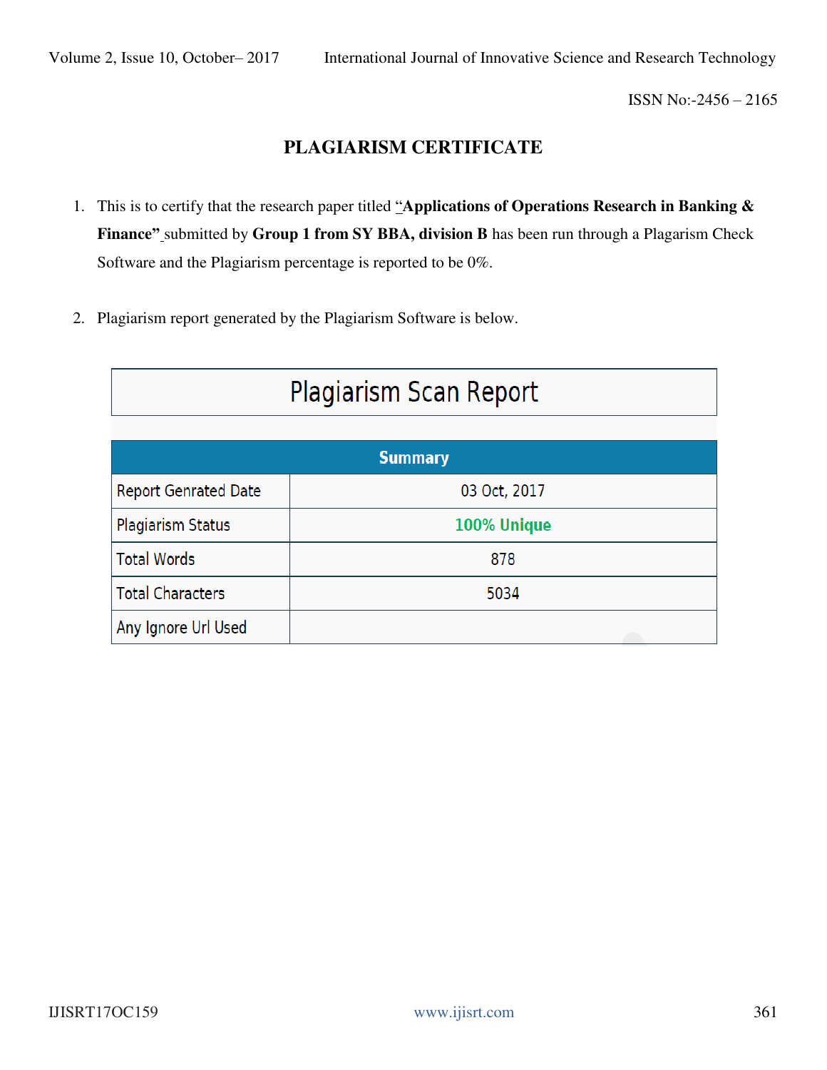# PLAGIARISM CERTIFICATE

1. This is to certify that the research paper titled "**Applications of Operations Research in Banking & Finance"** submitted by **Group 1 from SY BBA, division B** has been run through a Plagarism Check Software and the Plagiarism percentage is reported to be 0%.

2. Plagiarism report generated by the Plagiarism Software is below.

| Plagiarism Scan Report | |
|---|---|
| **Summary** | |
| Report Genrated Date | 03 Oct, 2017 |
| Plagiarism Status | 100% Unique |
| Total Words | 878 |
| Total Characters | 5034 |
| Any Ignore Url Used | |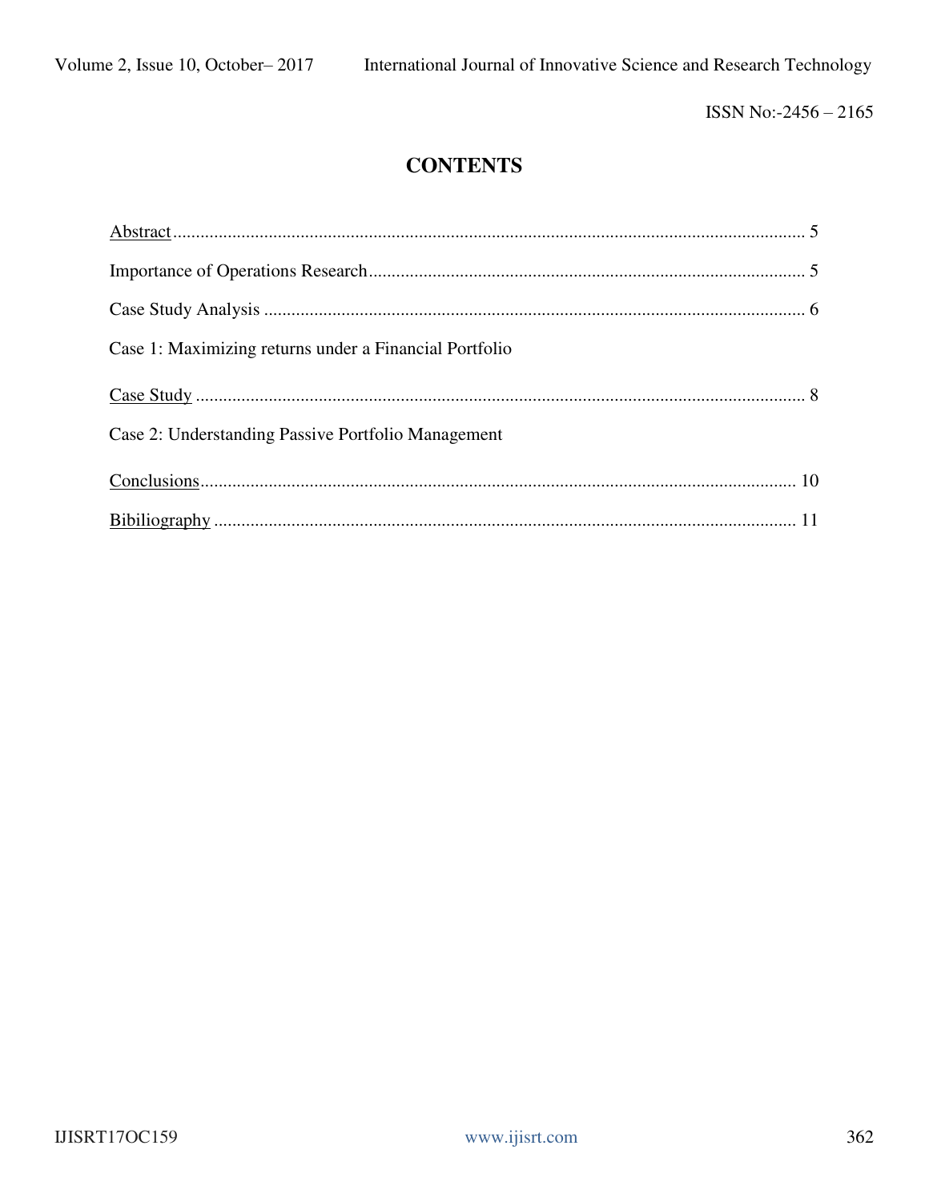# CONTENTS

Abstract ........................................................................................................................................ 5

Importance of Operations Research ................................................................................................ 5

Case Study Analysis ....................................................................................................................... 6

Case 1: Maximizing returns under a Financial Portfolio

Case Study ..................................................................................................................................... 8

Case 2: Understanding Passive Portfolio Management

Conclusions .................................................................................................................................. 10

Bibiliography ................................................................................................................................ 11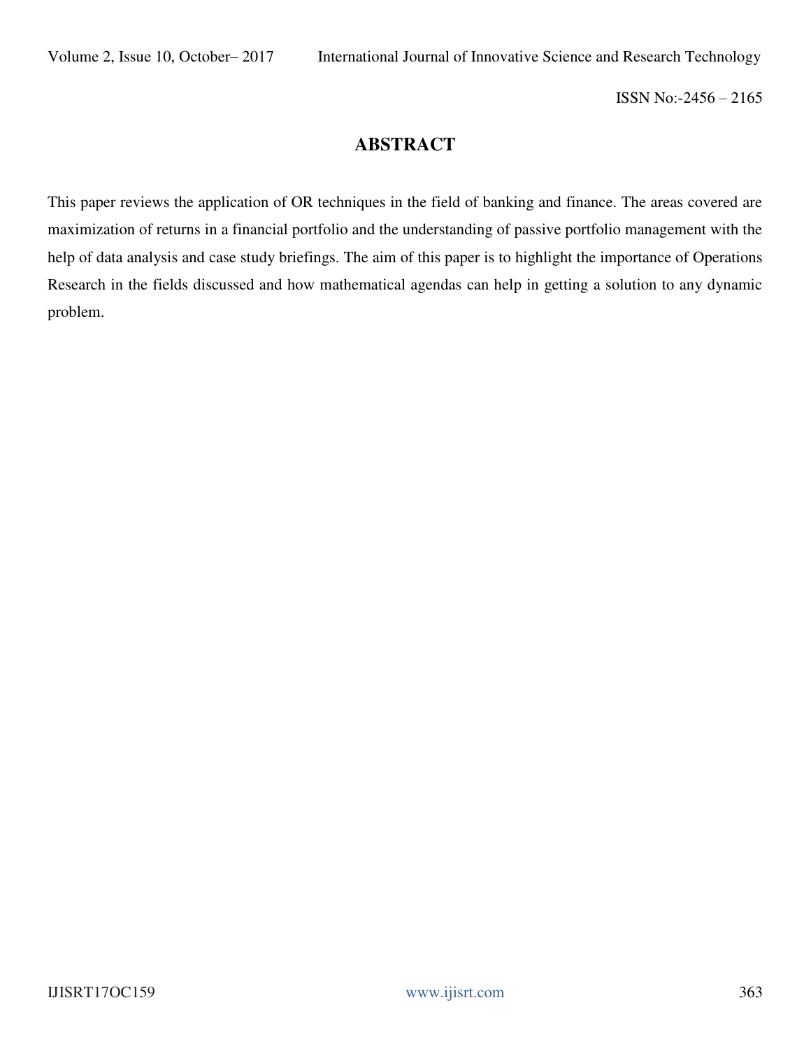# ABSTRACT

This paper reviews the application of OR techniques in the field of banking and finance. The areas covered are maximization of returns in a financial portfolio and the understanding of passive portfolio management with the help of data analysis and case study briefings. The aim of this paper is to highlight the importance of Operations Research in the fields discussed and how mathematical agendas can help in getting a solution to any dynamic problem.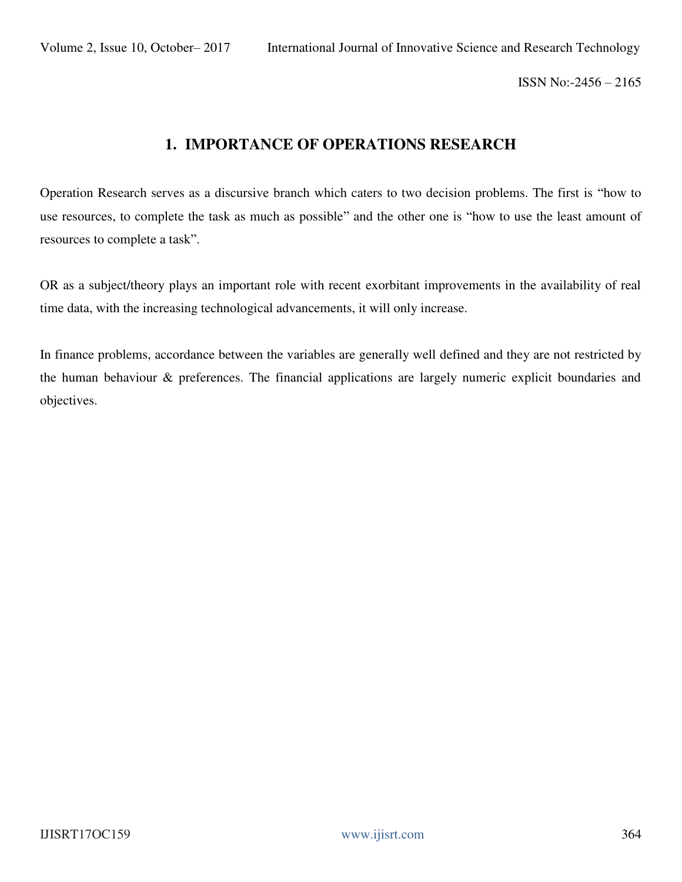# 1. IMPORTANCE OF OPERATIONS RESEARCH

Operation Research serves as a discursive branch which caters to two decision problems. The first is "how to use resources, to complete the task as much as possible" and the other one is "how to use the least amount of resources to complete a task".

OR as a subject/theory plays an important role with recent exorbitant improvements in the availability of real time data, with the increasing technological advancements, it will only increase.

In finance problems, accordance between the variables are generally well defined and they are not restricted by the human behaviour & preferences. The financial applications are largely numeric explicit boundaries and objectives.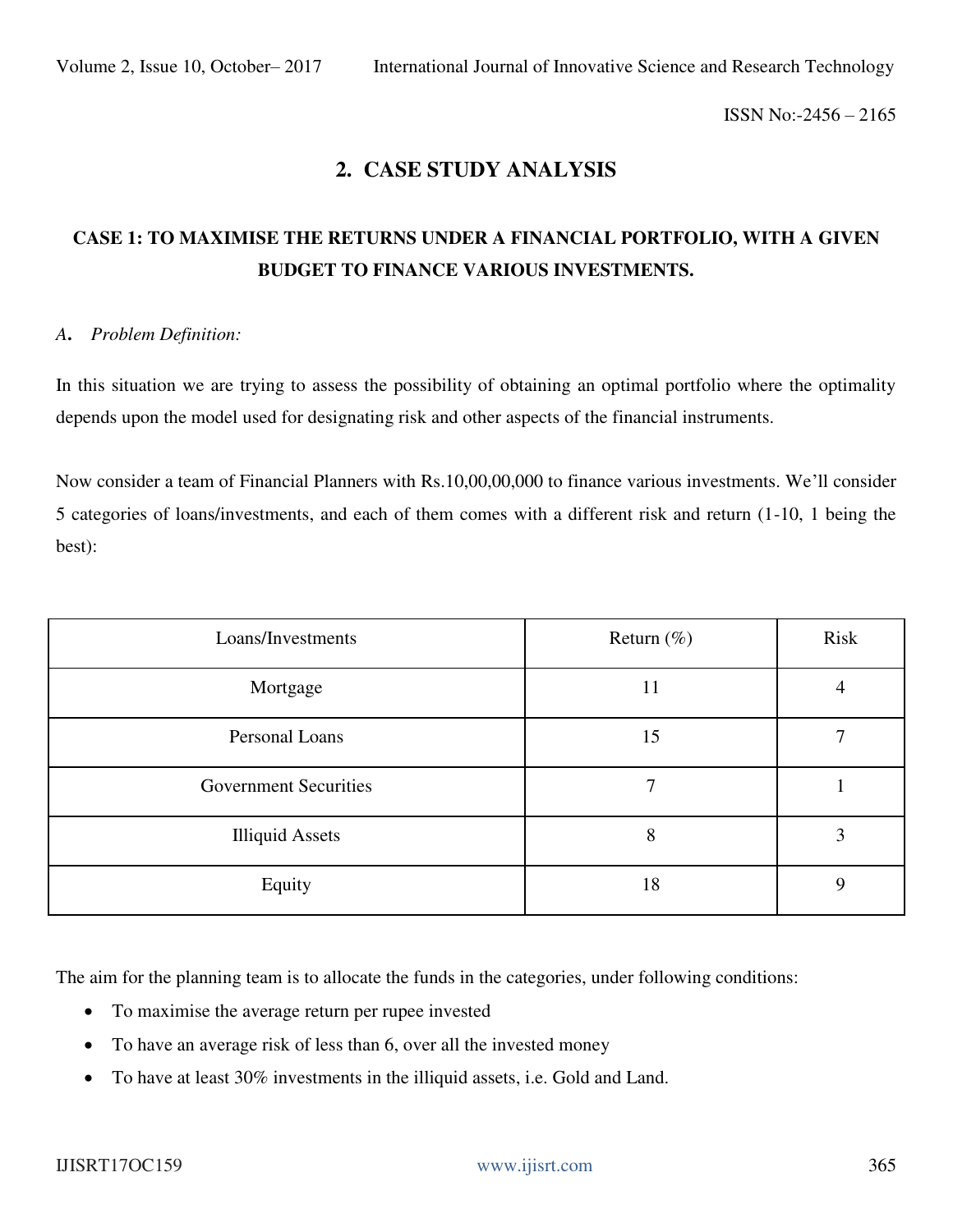## 2. CASE STUDY ANALYSIS

### CASE 1: TO MAXIMISE THE RETURNS UNDER A FINANCIAL PORTFOLIO, WITH A GIVEN BUDGET TO FINANCE VARIOUS INVESTMENTS.

#### *A. Problem Definition:*

In this situation we are trying to assess the possibility of obtaining an optimal portfolio where the optimality depends upon the model used for designating risk and other aspects of the financial instruments.

Now consider a team of Financial Planners with Rs.10,00,00,000 to finance various investments. We'll consider 5 categories of loans/investments, and each of them comes with a different risk and return (1-10, 1 being the best):

| Loans/Investments | Return (%) | Risk |
|---|---|---|
| Mortgage | 11 | 4 |
| Personal Loans | 15 | 7 |
| Government Securities | 7 | 1 |
| Illiquid Assets | 8 | 3 |
| Equity | 18 | 9 |

The aim for the planning team is to allocate the funds in the categories, under following conditions:

- To maximise the average return per rupee invested
- To have an average risk of less than 6, over all the invested money
- To have at least 30% investments in the illiquid assets, i.e. Gold and Land.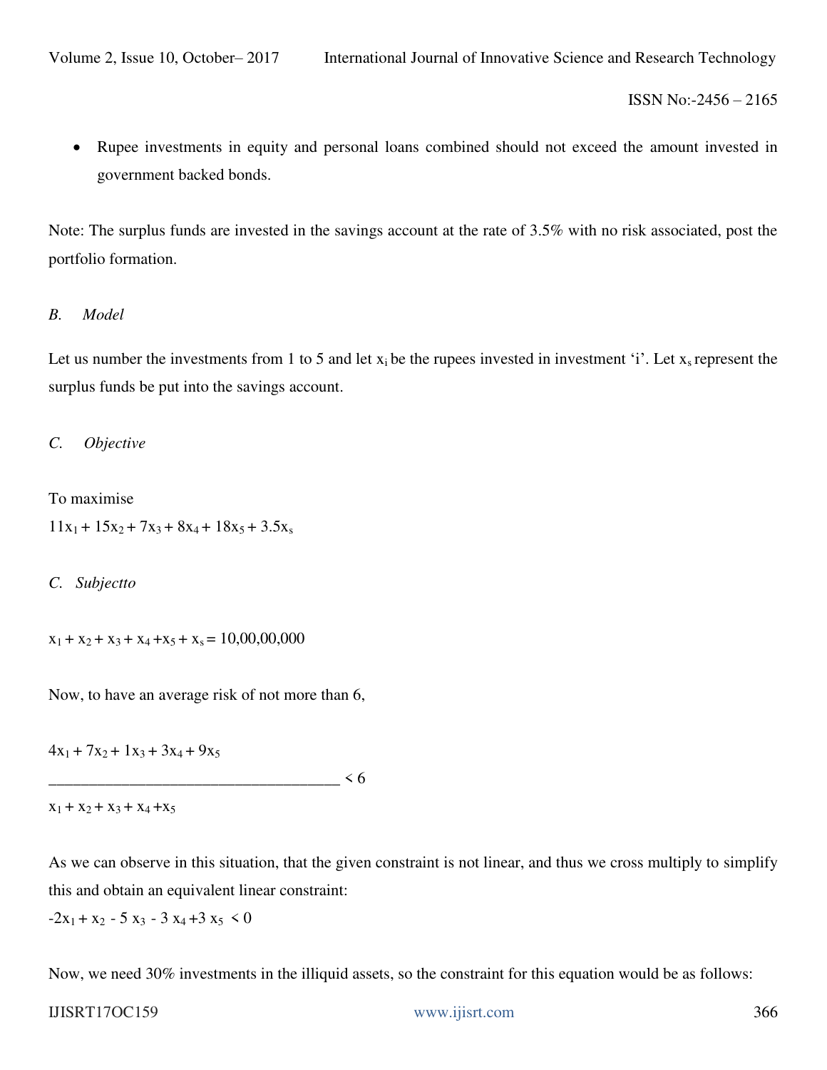- Rupee investments in equity and personal loans combined should not exceed the amount invested in government backed bonds.

Note: The surplus funds are invested in the savings account at the rate of 3.5% with no risk associated, post the portfolio formation.

*B. Model*

Let us number the investments from 1 to 5 and let $x_i$ be the rupees invested in investment 'i'. Let $x_s$ represent the surplus funds be put into the savings account.

*C. Objective*

To maximise

$11x_1 + 15x_2 + 7x_3 + 8x_4 + 18x_5 + 3.5x_s$

*C. Subjectto*

$x_1 + x_2 + x_3 + x_4 + x_5 + x_s = 10,00,00,000$

Now, to have an average risk of not more than 6,

$$\frac{4x_1 + 7x_2 + 1x_3 + 3x_4 + 9x_5}{x_1 + x_2 + x_3 + x_4 + x_5} < 6$$

As we can observe in this situation, that the given constraint is not linear, and thus we cross multiply to simplify this and obtain an equivalent linear constraint:

$-2x_1 + x_2 - 5x_3 - 3x_4 + 3x_5 < 0$

Now, we need 30% investments in the illiquid assets, so the constraint for this equation would be as follows: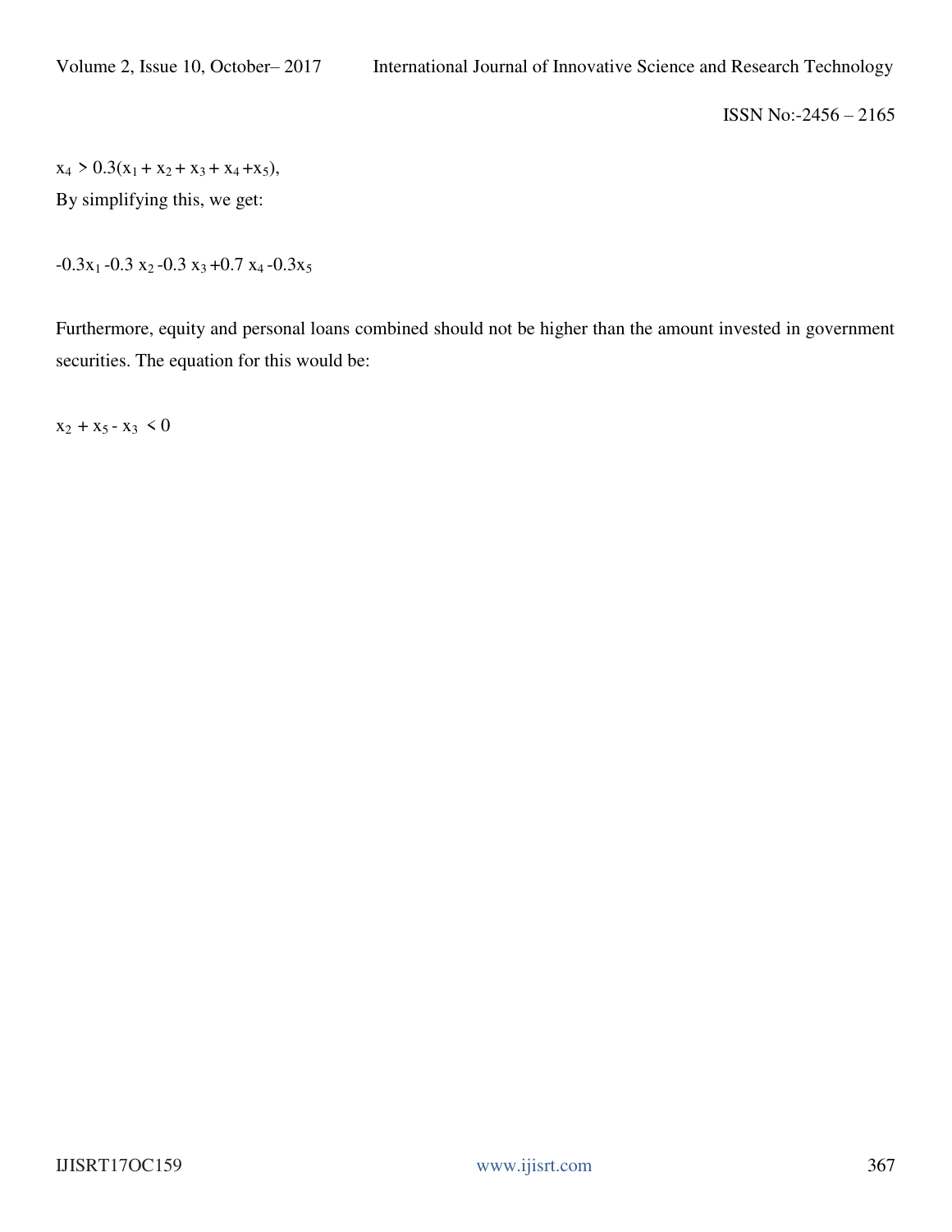$x_4 > 0.3(x_1 + x_2 + x_3 + x_4 + x_5)$,

By simplifying this, we get:

$-0.3x_1 - 0.3\,x_2 - 0.3\,x_3 + 0.7\,x_4 - 0.3x_5$

Furthermore, equity and personal loans combined should not be higher than the amount invested in government securities. The equation for this would be:

$x_2 + x_5 - x_3 < 0$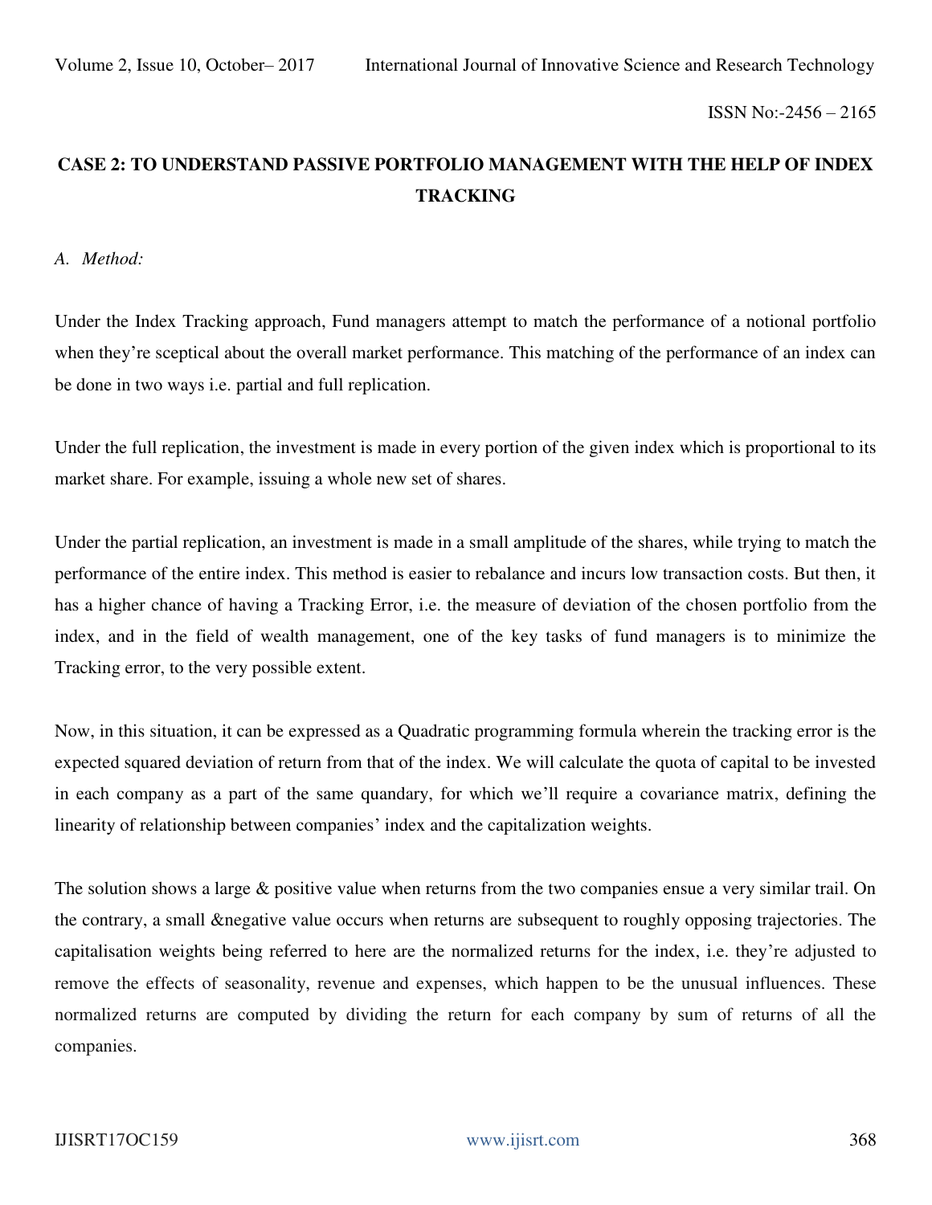## CASE 2: TO UNDERSTAND PASSIVE PORTFOLIO MANAGEMENT WITH THE HELP OF INDEX TRACKING

### *A. Method:*

Under the Index Tracking approach, Fund managers attempt to match the performance of a notional portfolio when they're sceptical about the overall market performance. This matching of the performance of an index can be done in two ways i.e. partial and full replication.

Under the full replication, the investment is made in every portion of the given index which is proportional to its market share. For example, issuing a whole new set of shares.

Under the partial replication, an investment is made in a small amplitude of the shares, while trying to match the performance of the entire index. This method is easier to rebalance and incurs low transaction costs. But then, it has a higher chance of having a Tracking Error, i.e. the measure of deviation of the chosen portfolio from the index, and in the field of wealth management, one of the key tasks of fund managers is to minimize the Tracking error, to the very possible extent.

Now, in this situation, it can be expressed as a Quadratic programming formula wherein the tracking error is the expected squared deviation of return from that of the index. We will calculate the quota of capital to be invested in each company as a part of the same quandary, for which we'll require a covariance matrix, defining the linearity of relationship between companies' index and the capitalization weights.

The solution shows a large & positive value when returns from the two companies ensue a very similar trail. On the contrary, a small &negative value occurs when returns are subsequent to roughly opposing trajectories. The capitalisation weights being referred to here are the normalized returns for the index, i.e. they're adjusted to remove the effects of seasonality, revenue and expenses, which happen to be the unusual influences. These normalized returns are computed by dividing the return for each company by sum of returns of all the companies.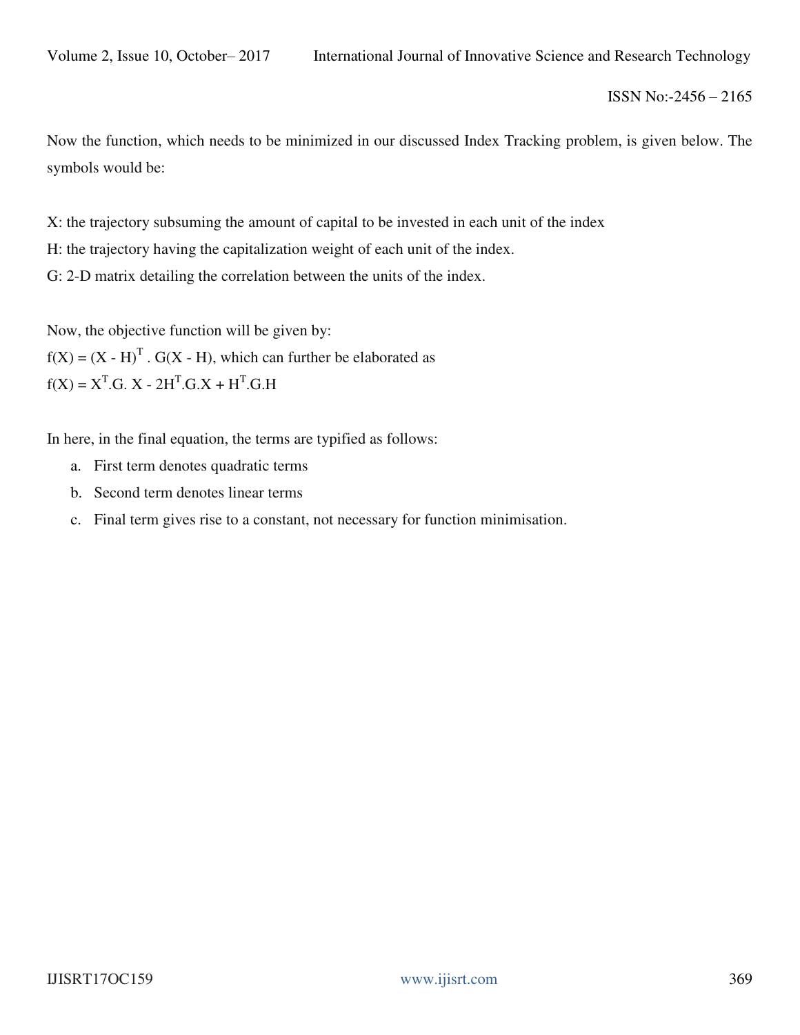Now the function, which needs to be minimized in our discussed Index Tracking problem, is given below. The symbols would be:

X: the trajectory subsuming the amount of capital to be invested in each unit of the index
H: the trajectory having the capitalization weight of each unit of the index.
G: 2-D matrix detailing the correlation between the units of the index.

Now, the objective function will be given by:
$f(X) = (X - H)^T . G(X - H)$, which can further be elaborated as
$f(X) = X^T.G. X - 2H^T.G.X + H^T.G.H$

In here, in the final equation, the terms are typified as follows:

a. First term denotes quadratic terms
b. Second term denotes linear terms
c. Final term gives rise to a constant, not necessary for function minimisation.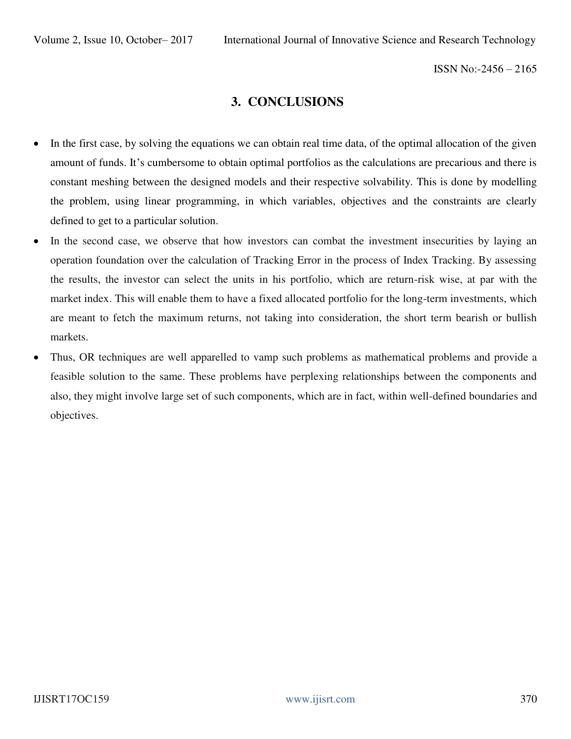## 3. CONCLUSIONS

- In the first case, by solving the equations we can obtain real time data, of the optimal allocation of the given amount of funds. It's cumbersome to obtain optimal portfolios as the calculations are precarious and there is constant meshing between the designed models and their respective solvability. This is done by modelling the problem, using linear programming, in which variables, objectives and the constraints are clearly defined to get to a particular solution.
- In the second case, we observe that how investors can combat the investment insecurities by laying an operation foundation over the calculation of Tracking Error in the process of Index Tracking. By assessing the results, the investor can select the units in his portfolio, which are return-risk wise, at par with the market index. This will enable them to have a fixed allocated portfolio for the long-term investments, which are meant to fetch the maximum returns, not taking into consideration, the short term bearish or bullish markets.
- Thus, OR techniques are well apparelled to vamp such problems as mathematical problems and provide a feasible solution to the same. These problems have perplexing relationships between the components and also, they might involve large set of such components, which are in fact, within well-defined boundaries and objectives.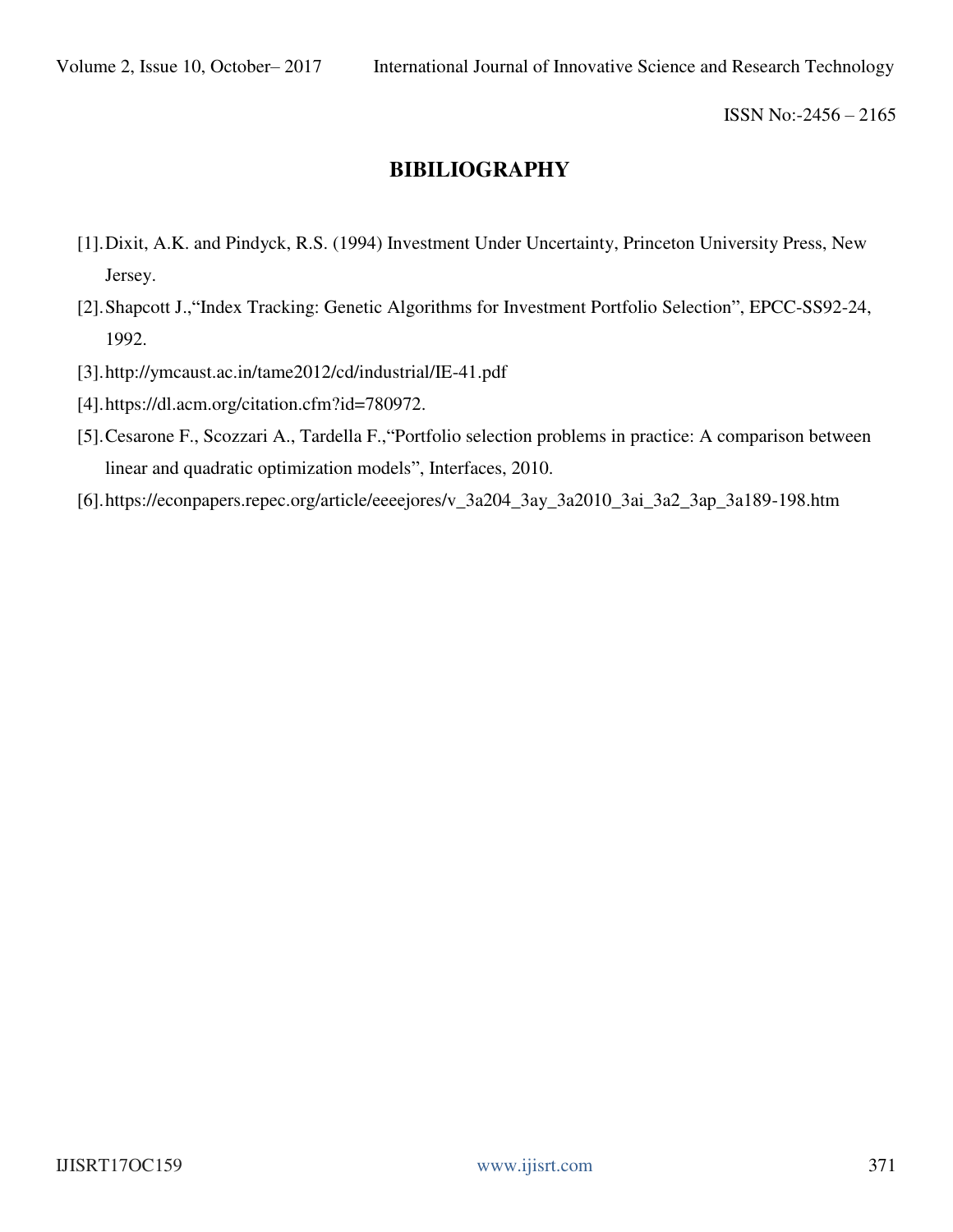## BIBILIOGRAPHY

[1]. Dixit, A.K. and Pindyck, R.S. (1994) Investment Under Uncertainty, Princeton University Press, New Jersey.

[2]. Shapcott J.,"Index Tracking: Genetic Algorithms for Investment Portfolio Selection", EPCC-SS92-24, 1992.

[3]. http://ymcaust.ac.in/tame2012/cd/industrial/IE-41.pdf

[4]. https://dl.acm.org/citation.cfm?id=780972.

[5]. Cesarone F., Scozzari A., Tardella F.,"Portfolio selection problems in practice: A comparison between linear and quadratic optimization models", Interfaces, 2010.

[6]. https://econpapers.repec.org/article/eeeejores/v_3a204_3ay_3a2010_3ai_3a2_3ap_3a189-198.htm